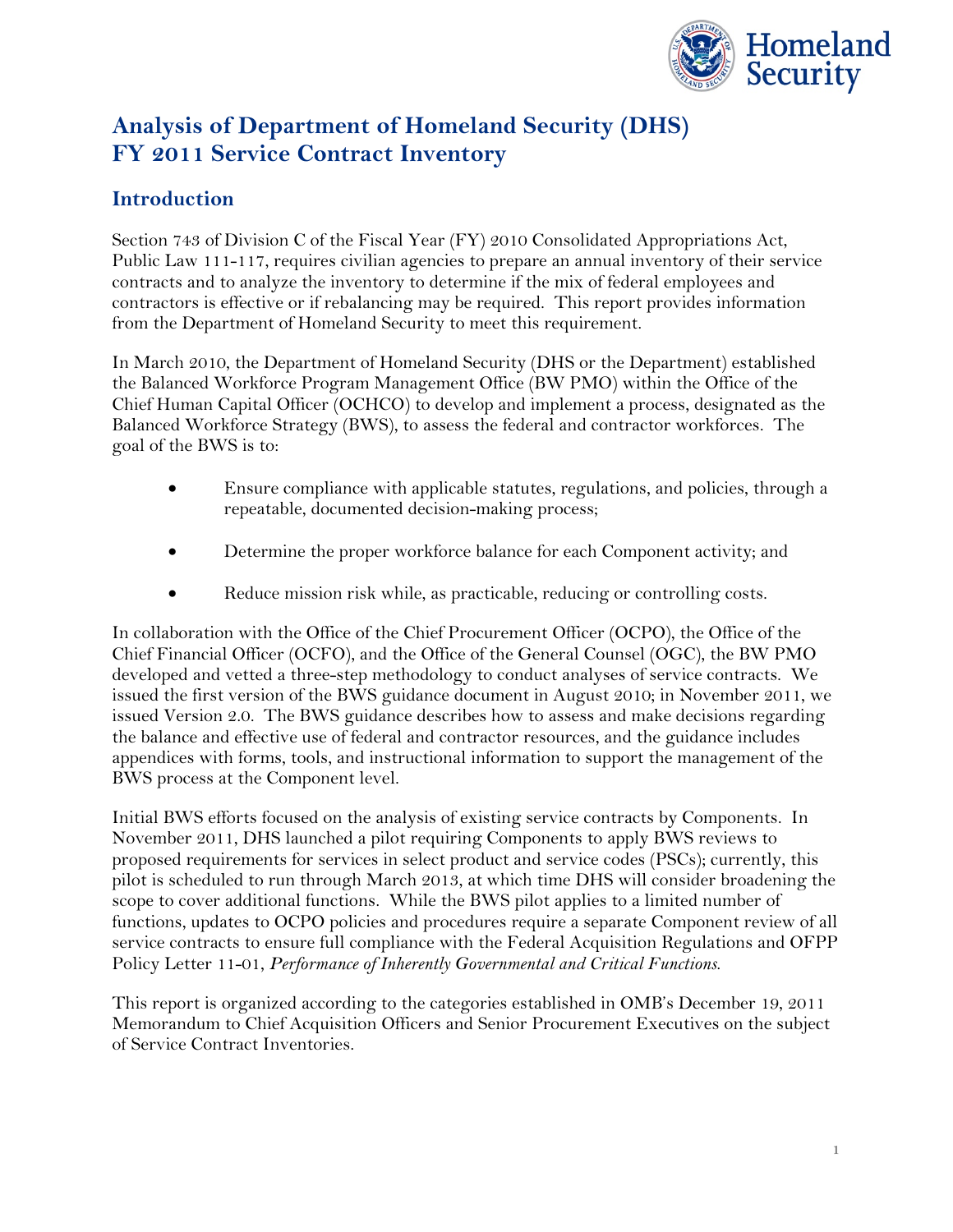# Analysis of Department of Homeland Security (DHS) FY 2011 Service Contract Inventory

## Introduction

Section 743 of Division C of the Fiscal Year (FY) 2010 Consolidated Appropriations Act, Public Law 111-117, requires civilian agencies to prepare an annual inventory of their service contracts and to analyze the inventory to determine if the mix of federal employees and contractors is effective or if rebalancing may be required. This report provides information from the Department of Homeland Security to meet this requirement.

In March 2010, the Department of Homeland Security (DHS or the Department) established the Balanced Workforce Program Management Office (BW PMO) within the Office of the Chief Human Capital Officer (OCHCO) to develop and implement a process, designated as the Balanced Workforce Strategy (BWS), to assess the federal and contractor workforces. The goal of the BWS is to:

- Ensure compliance with applicable statutes, regulations, and policies, through a repeatable, documented decision-making process;
- Determine the proper workforce balance for each Component activity; and
- Reduce mission risk while, as practicable, reducing or controlling costs.

In collaboration with the Office of the Chief Procurement Officer (OCPO), the Office of the Chief Financial Officer (OCFO), and the Office of the General Counsel (OGC), the BW PMO developed and vetted a three-step methodology to conduct analyses of service contracts. We issued the first version of the BWS guidance document in August 2010; in November 2011, we issued Version 2.0. The BWS guidance describes how to assess and make decisions regarding the balance and effective use of federal and contractor resources, and the guidance includes appendices with forms, tools, and instructional information to support the management of the BWS process at the Component level.

Initial BWS efforts focused on the analysis of existing service contracts by Components. In November 2011, DHS launched a pilot requiring Components to apply BWS reviews to proposed requirements for services in select product and service codes (PSCs); currently, this pilot is scheduled to run through March 2013, at which time DHS will consider broadening the scope to cover additional functions. While the BWS pilot applies to a limited number of functions, updates to OCPO policies and procedures require a separate Component review of all service contracts to ensure full compliance with the Federal Acquisition Regulations and OFPP Policy Letter 11-01, *Performance of Inherently Governmental and Critical Functions*.

This report is organized according to the categories established in OMB's December 19, 2011 Memorandum to Chief Acquisition Officers and Senior Procurement Executives on the subject of Service Contract Inventories.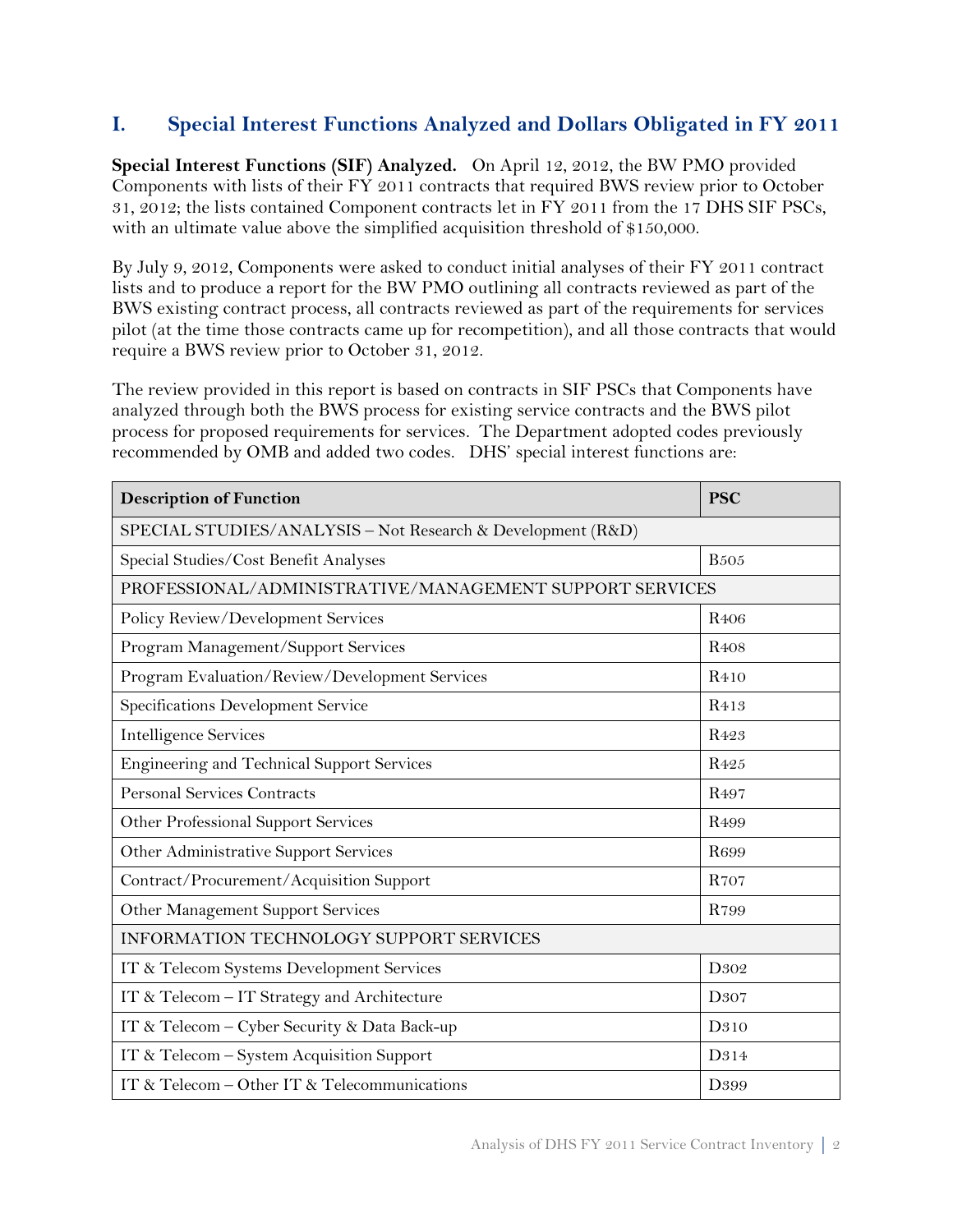## I. Special Interest Functions Analyzed and Dollars Obligated in FY 2011

**Special Interest Functions (SIF) Analyzed.** On April 12, 2012, the BW PMO provided Components with lists of their FY 2011 contracts that required BWS review prior to October 31, 2012; the lists contained Component contracts let in FY 2011 from the 17 DHS SIF PSCs, with an ultimate value above the simplified acquisition threshold of $150,000.

By July 9, 2012, Components were asked to conduct initial analyses of their FY 2011 contract lists and to produce a report for the BW PMO outlining all contracts reviewed as part of the BWS existing contract process, all contracts reviewed as part of the requirements for services pilot (at the time those contracts came up for recompetition), and all those contracts that would require a BWS review prior to October 31, 2012.

The review provided in this report is based on contracts in SIF PSCs that Components have analyzed through both the BWS process for existing service contracts and the BWS pilot process for proposed requirements for services. The Department adopted codes previously recommended by OMB and added two codes. DHS' special interest functions are:

| Description of Function | PSC |
|---|---|
| SPECIAL STUDIES/ANALYSIS – Not Research & Development (R&D) | |
| Special Studies/Cost Benefit Analyses | B505 |
| PROFESSIONAL/ADMINISTRATIVE/MANAGEMENT SUPPORT SERVICES | |
| Policy Review/Development Services | R406 |
| Program Management/Support Services | R408 |
| Program Evaluation/Review/Development Services | R410 |
| Specifications Development Service | R413 |
| Intelligence Services | R423 |
| Engineering and Technical Support Services | R425 |
| Personal Services Contracts | R497 |
| Other Professional Support Services | R499 |
| Other Administrative Support Services | R699 |
| Contract/Procurement/Acquisition Support | R707 |
| Other Management Support Services | R799 |
| INFORMATION TECHNOLOGY SUPPORT SERVICES | |
| IT & Telecom Systems Development Services | D302 |
| IT & Telecom – IT Strategy and Architecture | D307 |
| IT & Telecom – Cyber Security & Data Back-up | D310 |
| IT & Telecom – System Acquisition Support | D314 |
| IT & Telecom – Other IT & Telecommunications | D399 |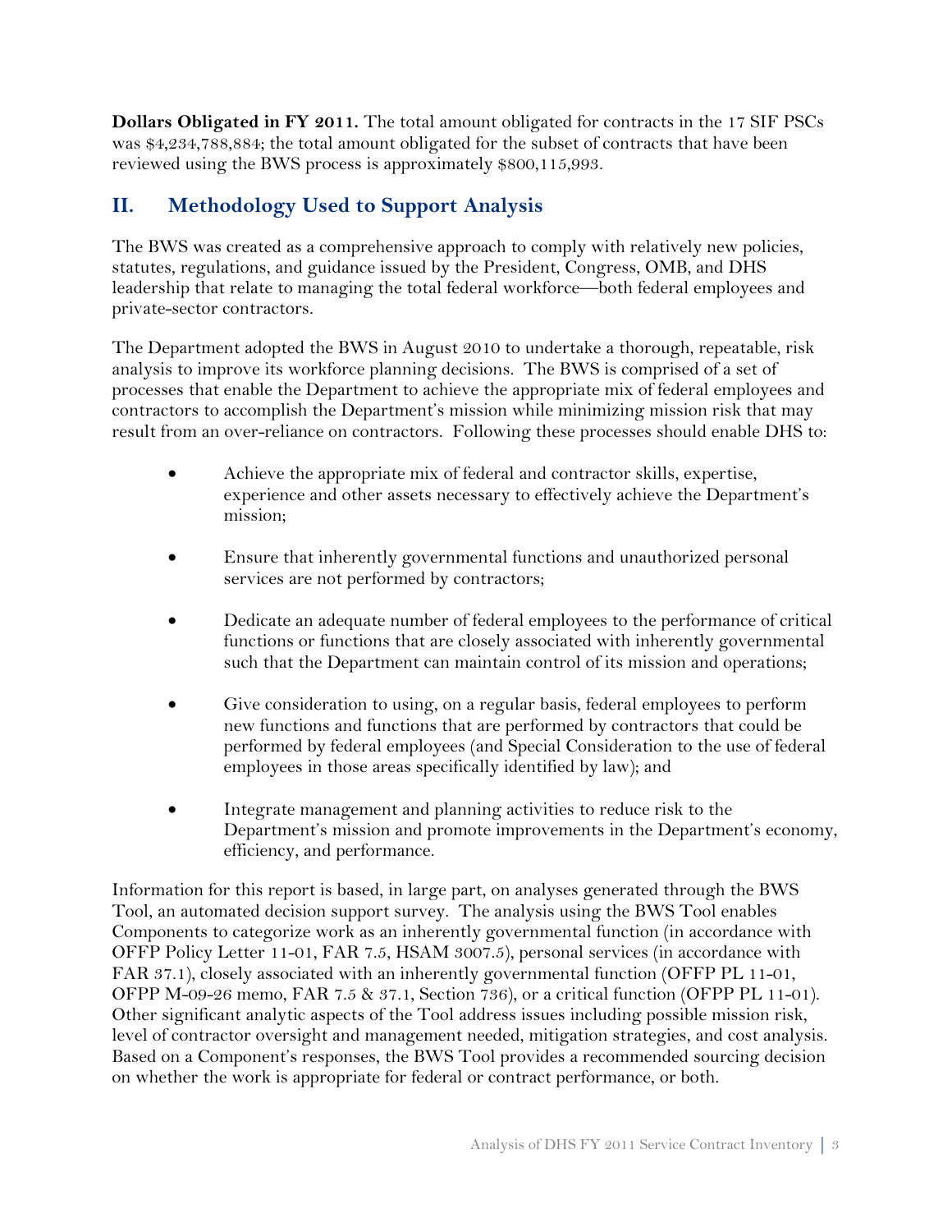**Dollars Obligated in FY 2011.** The total amount obligated for contracts in the 17 SIF PSCs was $4,234,788,884; the total amount obligated for the subset of contracts that have been reviewed using the BWS process is approximately $800,115,993.

## II. Methodology Used to Support Analysis

The BWS was created as a comprehensive approach to comply with relatively new policies, statutes, regulations, and guidance issued by the President, Congress, OMB, and DHS leadership that relate to managing the total federal workforce—both federal employees and private-sector contractors.

The Department adopted the BWS in August 2010 to undertake a thorough, repeatable, risk analysis to improve its workforce planning decisions. The BWS is comprised of a set of processes that enable the Department to achieve the appropriate mix of federal employees and contractors to accomplish the Department's mission while minimizing mission risk that may result from an over-reliance on contractors. Following these processes should enable DHS to:

- Achieve the appropriate mix of federal and contractor skills, expertise, experience and other assets necessary to effectively achieve the Department's mission;
- Ensure that inherently governmental functions and unauthorized personal services are not performed by contractors;
- Dedicate an adequate number of federal employees to the performance of critical functions or functions that are closely associated with inherently governmental such that the Department can maintain control of its mission and operations;
- Give consideration to using, on a regular basis, federal employees to perform new functions and functions that are performed by contractors that could be performed by federal employees (and Special Consideration to the use of federal employees in those areas specifically identified by law); and
- Integrate management and planning activities to reduce risk to the Department's mission and promote improvements in the Department's economy, efficiency, and performance.

Information for this report is based, in large part, on analyses generated through the BWS Tool, an automated decision support survey. The analysis using the BWS Tool enables Components to categorize work as an inherently governmental function (in accordance with OFFP Policy Letter 11-01, FAR 7.5, HSAM 3007.5), personal services (in accordance with FAR 37.1), closely associated with an inherently governmental function (OFFP PL 11-01, OFPP M-09-26 memo, FAR 7.5 & 37.1, Section 736), or a critical function (OFPP PL 11-01). Other significant analytic aspects of the Tool address issues including possible mission risk, level of contractor oversight and management needed, mitigation strategies, and cost analysis. Based on a Component's responses, the BWS Tool provides a recommended sourcing decision on whether the work is appropriate for federal or contract performance, or both.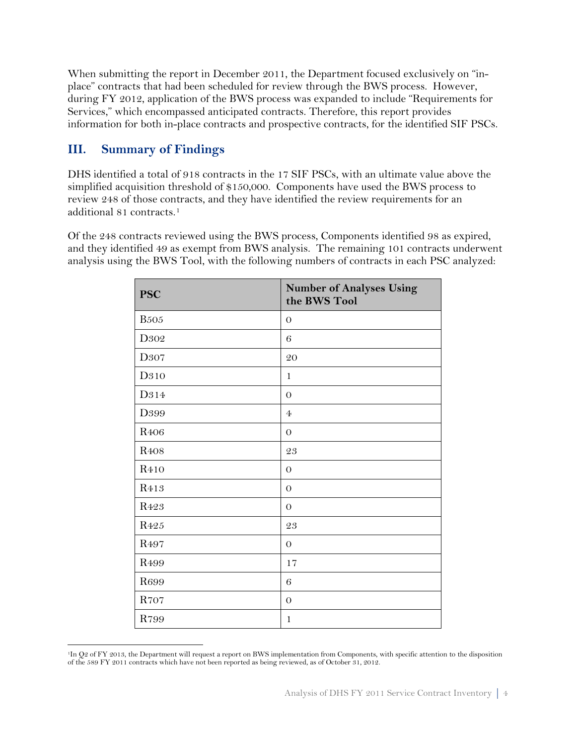When submitting the report in December 2011, the Department focused exclusively on "in-place" contracts that had been scheduled for review through the BWS process. However, during FY 2012, application of the BWS process was expanded to include "Requirements for Services," which encompassed anticipated contracts. Therefore, this report provides information for both in-place contracts and prospective contracts, for the identified SIF PSCs.

## III. Summary of Findings

DHS identified a total of 918 contracts in the 17 SIF PSCs, with an ultimate value above the simplified acquisition threshold of $150,000. Components have used the BWS process to review 248 of those contracts, and they have identified the review requirements for an additional 81 contracts.[1]

Of the 248 contracts reviewed using the BWS process, Components identified 98 as expired, and they identified 49 as exempt from BWS analysis. The remaining 101 contracts underwent analysis using the BWS Tool, with the following numbers of contracts in each PSC analyzed:

| PSC | Number of Analyses Using the BWS Tool |
|---|---|
| B505 | 0 |
| D302 | 6 |
| D307 | 20 |
| D310 | 1 |
| D314 | 0 |
| D399 | 4 |
| R406 | 0 |
| R408 | 23 |
| R410 | 0 |
| R413 | 0 |
| R423 | 0 |
| R425 | 23 |
| R497 | 0 |
| R499 | 17 |
| R699 | 6 |
| R707 | 0 |
| R799 | 1 |

[1] In Q2 of FY 2013, the Department will request a report on BWS implementation from Components, with specific attention to the disposition of the 589 FY 2011 contracts which have not been reported as being reviewed, as of October 31, 2012.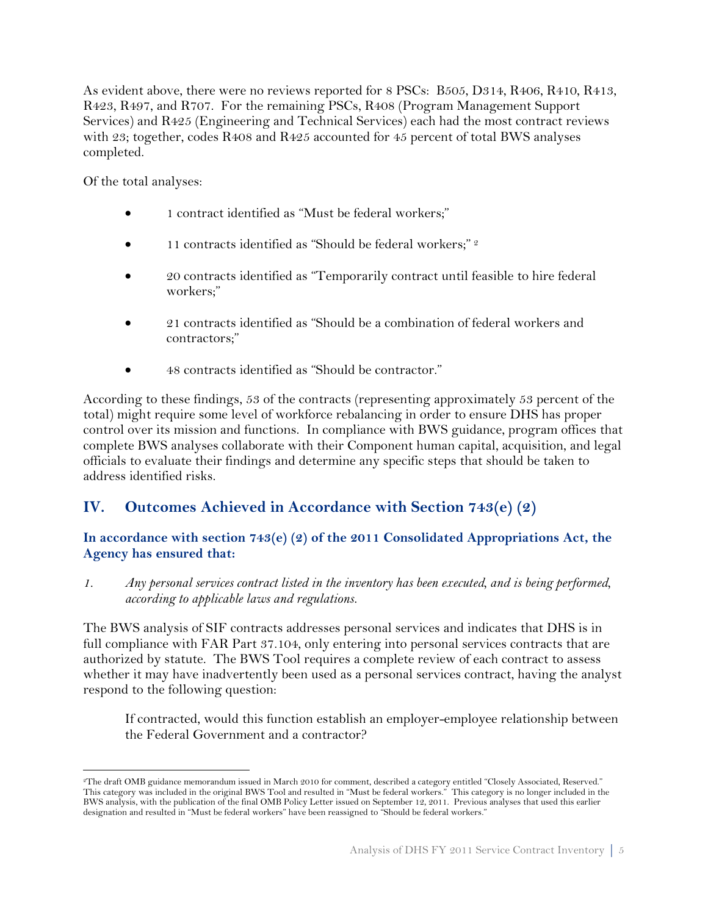As evident above, there were no reviews reported for 8 PSCs: B505, D314, R406, R410, R413, R423, R497, and R707. For the remaining PSCs, R408 (Program Management Support Services) and R425 (Engineering and Technical Services) each had the most contract reviews with 23; together, codes R408 and R425 accounted for 45 percent of total BWS analyses completed.

Of the total analyses:

- 1 contract identified as "Must be federal workers;"
- 11 contracts identified as "Should be federal workers;" [2]
- 20 contracts identified as "Temporarily contract until feasible to hire federal workers;"
- 21 contracts identified as "Should be a combination of federal workers and contractors;"
- 48 contracts identified as "Should be contractor."

According to these findings, 53 of the contracts (representing approximately 53 percent of the total) might require some level of workforce rebalancing in order to ensure DHS has proper control over its mission and functions. In compliance with BWS guidance, program offices that complete BWS analyses collaborate with their Component human capital, acquisition, and legal officials to evaluate their findings and determine any specific steps that should be taken to address identified risks.

## IV. Outcomes Achieved in Accordance with Section 743(e) (2)

### In accordance with section 743(e) (2) of the 2011 Consolidated Appropriations Act, the Agency has ensured that:

1. *Any personal services contract listed in the inventory has been executed, and is being performed, according to applicable laws and regulations.*

The BWS analysis of SIF contracts addresses personal services and indicates that DHS is in full compliance with FAR Part 37.104, only entering into personal services contracts that are authorized by statute. The BWS Tool requires a complete review of each contract to assess whether it may have inadvertently been used as a personal services contract, having the analyst respond to the following question:

> If contracted, would this function establish an employer-employee relationship between the Federal Government and a contractor?

[2] The draft OMB guidance memorandum issued in March 2010 for comment, described a category entitled "Closely Associated, Reserved." This category was included in the original BWS Tool and resulted in "Must be federal workers." This category is no longer included in the BWS analysis, with the publication of the final OMB Policy Letter issued on September 12, 2011. Previous analyses that used this earlier designation and resulted in "Must be federal workers" have been reassigned to "Should be federal workers."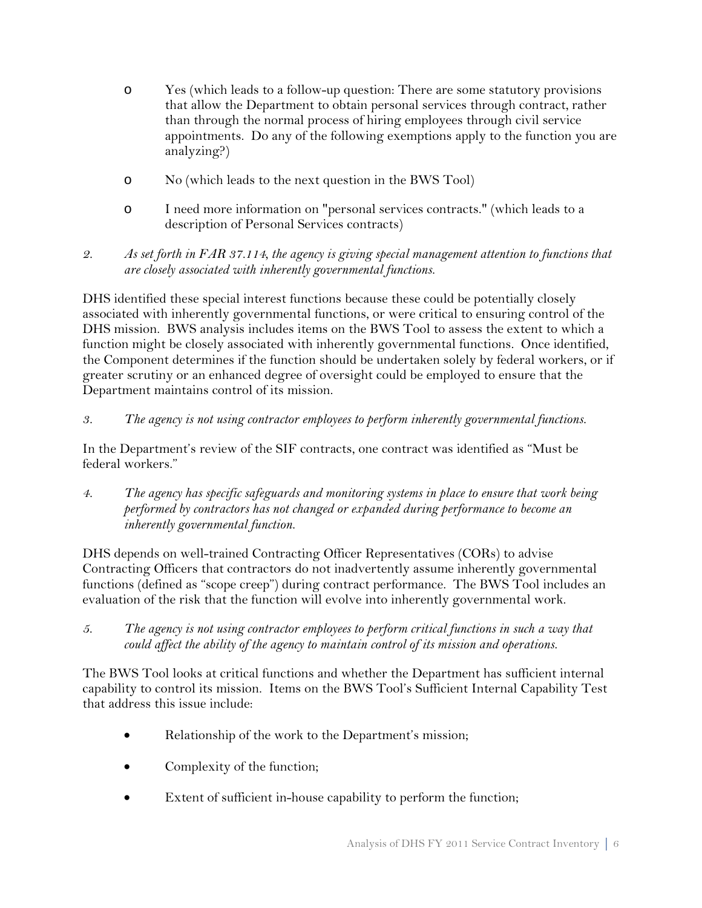- Yes (which leads to a follow-up question: There are some statutory provisions that allow the Department to obtain personal services through contract, rather than through the normal process of hiring employees through civil service appointments. Do any of the following exemptions apply to the function you are analyzing?)
- No (which leads to the next question in the BWS Tool)
- I need more information on "personal services contracts." (which leads to a description of Personal Services contracts)

2. *As set forth in FAR 37.114, the agency is giving special management attention to functions that are closely associated with inherently governmental functions.*

DHS identified these special interest functions because these could be potentially closely associated with inherently governmental functions, or were critical to ensuring control of the DHS mission. BWS analysis includes items on the BWS Tool to assess the extent to which a function might be closely associated with inherently governmental functions. Once identified, the Component determines if the function should be undertaken solely by federal workers, or if greater scrutiny or an enhanced degree of oversight could be employed to ensure that the Department maintains control of its mission.

3. *The agency is not using contractor employees to perform inherently governmental functions.*

In the Department's review of the SIF contracts, one contract was identified as "Must be federal workers."

4. *The agency has specific safeguards and monitoring systems in place to ensure that work being performed by contractors has not changed or expanded during performance to become an inherently governmental function.*

DHS depends on well-trained Contracting Officer Representatives (CORs) to advise Contracting Officers that contractors do not inadvertently assume inherently governmental functions (defined as "scope creep") during contract performance. The BWS Tool includes an evaluation of the risk that the function will evolve into inherently governmental work.

5. *The agency is not using contractor employees to perform critical functions in such a way that could affect the ability of the agency to maintain control of its mission and operations.*

The BWS Tool looks at critical functions and whether the Department has sufficient internal capability to control its mission. Items on the BWS Tool's Sufficient Internal Capability Test that address this issue include:

- Relationship of the work to the Department's mission;
- Complexity of the function;
- Extent of sufficient in-house capability to perform the function;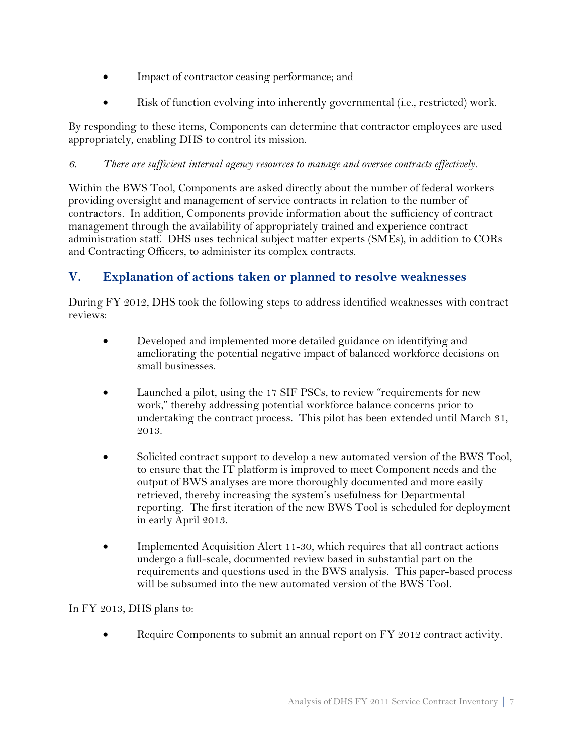- Impact of contractor ceasing performance; and
- Risk of function evolving into inherently governmental (i.e., restricted) work.

By responding to these items, Components can determine that contractor employees are used appropriately, enabling DHS to control its mission.

*6. There are sufficient internal agency resources to manage and oversee contracts effectively.*

Within the BWS Tool, Components are asked directly about the number of federal workers providing oversight and management of service contracts in relation to the number of contractors. In addition, Components provide information about the sufficiency of contract management through the availability of appropriately trained and experience contract administration staff. DHS uses technical subject matter experts (SMEs), in addition to CORs and Contracting Officers, to administer its complex contracts.

## V. Explanation of actions taken or planned to resolve weaknesses

During FY 2012, DHS took the following steps to address identified weaknesses with contract reviews:

- Developed and implemented more detailed guidance on identifying and ameliorating the potential negative impact of balanced workforce decisions on small businesses.
- Launched a pilot, using the 17 SIF PSCs, to review "requirements for new work," thereby addressing potential workforce balance concerns prior to undertaking the contract process. This pilot has been extended until March 31, 2013.
- Solicited contract support to develop a new automated version of the BWS Tool, to ensure that the IT platform is improved to meet Component needs and the output of BWS analyses are more thoroughly documented and more easily retrieved, thereby increasing the system's usefulness for Departmental reporting. The first iteration of the new BWS Tool is scheduled for deployment in early April 2013.
- Implemented Acquisition Alert 11-30, which requires that all contract actions undergo a full-scale, documented review based in substantial part on the requirements and questions used in the BWS analysis. This paper-based process will be subsumed into the new automated version of the BWS Tool.

In FY 2013, DHS plans to:

- Require Components to submit an annual report on FY 2012 contract activity.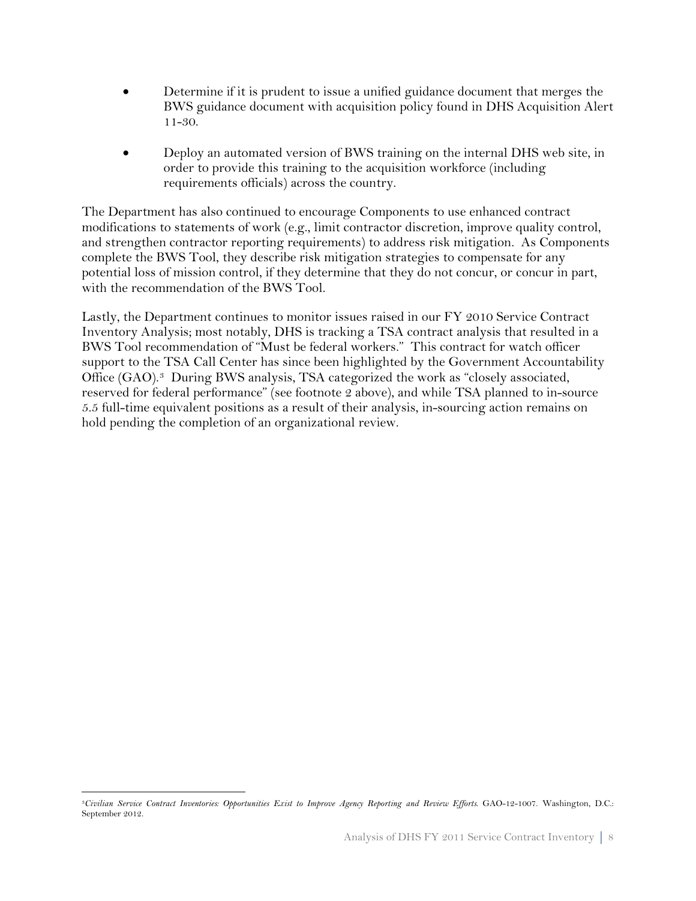- Determine if it is prudent to issue a unified guidance document that merges the BWS guidance document with acquisition policy found in DHS Acquisition Alert 11-30.

- Deploy an automated version of BWS training on the internal DHS web site, in order to provide this training to the acquisition workforce (including requirements officials) across the country.

The Department has also continued to encourage Components to use enhanced contract modifications to statements of work (e.g., limit contractor discretion, improve quality control, and strengthen contractor reporting requirements) to address risk mitigation. As Components complete the BWS Tool, they describe risk mitigation strategies to compensate for any potential loss of mission control, if they determine that they do not concur, or concur in part, with the recommendation of the BWS Tool.

Lastly, the Department continues to monitor issues raised in our FY 2010 Service Contract Inventory Analysis; most notably, DHS is tracking a TSA contract analysis that resulted in a BWS Tool recommendation of "Must be federal workers." This contract for watch officer support to the TSA Call Center has since been highlighted by the Government Accountability Office (GAO).[3] During BWS analysis, TSA categorized the work as "closely associated, reserved for federal performance" (see footnote 2 above), and while TSA planned to in-source 5.5 full-time equivalent positions as a result of their analysis, in-sourcing action remains on hold pending the completion of an organizational review.

---

[3] *Civilian Service Contract Inventories: Opportunities Exist to Improve Agency Reporting and Review Efforts.* GAO-12-1007. Washington, D.C.: September 2012.